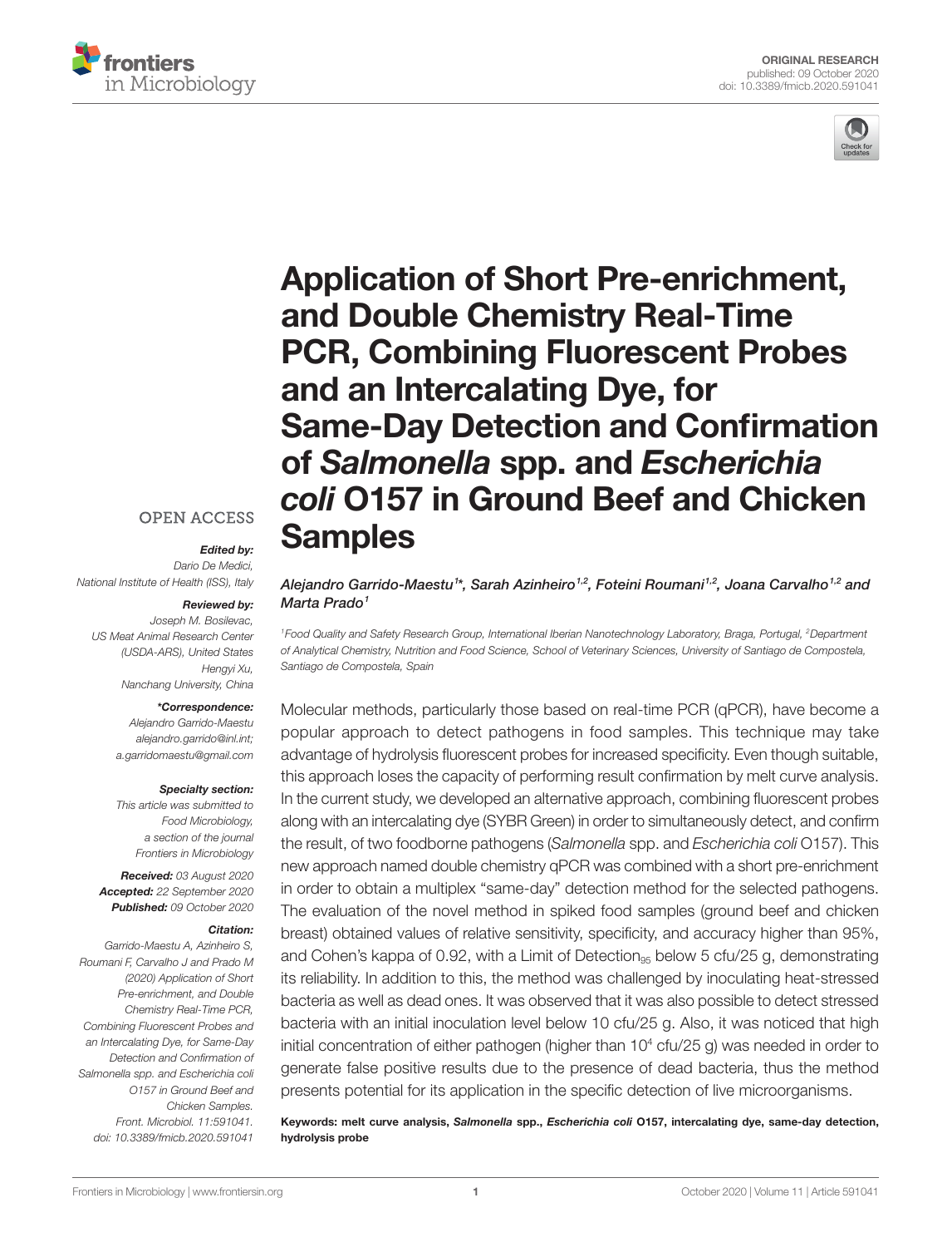ORIGINAL RESEARCH
published: 09 October 2020
doi: 10.3389/fmicb.2020.591041

# Application of Short Pre-enrichment, and Double Chemistry Real-Time PCR, Combining Fluorescent Probes and an Intercalating Dye, for Same-Day Detection and Confirmation of *Salmonella* spp. and *Escherichia coli* O157 in Ground Beef and Chicken Samples

*Alejandro Garrido-Maestu[1]\*, Sarah Azinheiro[1,2], Foteini Roumani[1,2], Joana Carvalho[1,2] and Marta Prado[1]*

[1] *Food Quality and Safety Research Group, International Iberian Nanotechnology Laboratory, Braga, Portugal,* [2] *Department of Analytical Chemistry, Nutrition and Food Science, School of Veterinary Sciences, University of Santiago de Compostela, Santiago de Compostela, Spain*

OPEN ACCESS

***Edited by:***
Dario De Medici,
National Institute of Health (ISS), Italy

***Reviewed by:***
Joseph M. Bosilevac,
US Meat Animal Research Center (USDA-ARS), United States
Hengyi Xu,
Nanchang University, China

***\*Correspondence:***
Alejandro Garrido-Maestu
alejandro.garrido@inl.int;
a.garridomaestu@gmail.com

***Specialty section:***
This article was submitted to Food Microbiology, a section of the journal Frontiers in Microbiology

***Received:*** 03 August 2020
***Accepted:*** 22 September 2020
***Published:*** 09 October 2020

***Citation:***
Garrido-Maestu A, Azinheiro S, Roumani F, Carvalho J and Prado M (2020) Application of Short Pre-enrichment, and Double Chemistry Real-Time PCR, Combining Fluorescent Probes and an Intercalating Dye, for Same-Day Detection and Confirmation of Salmonella spp. and Escherichia coli O157 in Ground Beef and Chicken Samples. Front. Microbiol. 11:591041. doi: 10.3389/fmicb.2020.591041

Molecular methods, particularly those based on real-time PCR (qPCR), have become a popular approach to detect pathogens in food samples. This technique may take advantage of hydrolysis fluorescent probes for increased specificity. Even though suitable, this approach loses the capacity of performing result confirmation by melt curve analysis. In the current study, we developed an alternative approach, combining fluorescent probes along with an intercalating dye (SYBR Green) in order to simultaneously detect, and confirm the result, of two foodborne pathogens (*Salmonella* spp. and *Escherichia coli* O157). This new approach named double chemistry qPCR was combined with a short pre-enrichment in order to obtain a multiplex "same-day" detection method for the selected pathogens. The evaluation of the novel method in spiked food samples (ground beef and chicken breast) obtained values of relative sensitivity, specificity, and accuracy higher than 95%, and Cohen's kappa of 0.92, with a Limit of Detection$_{95}$ below 5 cfu/25 g, demonstrating its reliability. In addition to this, the method was challenged by inoculating heat-stressed bacteria as well as dead ones. It was observed that it was also possible to detect stressed bacteria with an initial inoculation level below 10 cfu/25 g. Also, it was noticed that high initial concentration of either pathogen (higher than $10^4$ cfu/25 g) was needed in order to generate false positive results due to the presence of dead bacteria, thus the method presents potential for its application in the specific detection of live microorganisms.

**Keywords: melt curve analysis, *Salmonella* spp., *Escherichia coli* O157, intercalating dye, same-day detection, hydrolysis probe**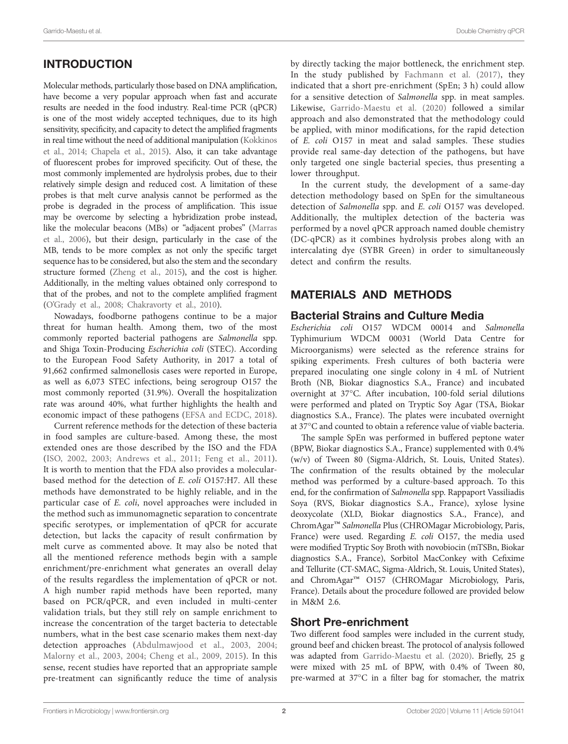## INTRODUCTION

Molecular methods, particularly those based on DNA amplification, have become a very popular approach when fast and accurate results are needed in the food industry. Real-time PCR (qPCR) is one of the most widely accepted techniques, due to its high sensitivity, specificity, and capacity to detect the amplified fragments in real time without the need of additional manipulation (Kokkinos et al., 2014; Chapela et al., 2015). Also, it can take advantage of fluorescent probes for improved specificity. Out of these, the most commonly implemented are hydrolysis probes, due to their relatively simple design and reduced cost. A limitation of these probes is that melt curve analysis cannot be performed as the probe is degraded in the process of amplification. This issue may be overcome by selecting a hybridization probe instead, like the molecular beacons (MBs) or "adjacent probes" (Marras et al., 2006), but their design, particularly in the case of the MB, tends to be more complex as not only the specific target sequence has to be considered, but also the stem and the secondary structure formed (Zheng et al., 2015), and the cost is higher. Additionally, in the melting values obtained only correspond to that of the probes, and not to the complete amplified fragment (O'Grady et al., 2008; Chakravorty et al., 2010).

Nowadays, foodborne pathogens continue to be a major threat for human health. Among them, two of the most commonly reported bacterial pathogens are *Salmonella* spp. and Shiga Toxin-Producing *Escherichia coli* (STEC). According to the European Food Safety Authority, in 2017 a total of 91,662 confirmed salmonellosis cases were reported in Europe, as well as 6,073 STEC infections, being serogroup O157 the most commonly reported (31.9%). Overall the hospitalization rate was around 40%, what further highlights the health and economic impact of these pathogens (EFSA and ECDC, 2018).

Current reference methods for the detection of these bacteria in food samples are culture-based. Among these, the most extended ones are those described by the ISO and the FDA (ISO, 2002, 2003; Andrews et al., 2011; Feng et al., 2011). It is worth to mention that the FDA also provides a molecular-based method for the detection of *E. coli* O157:H7. All these methods have demonstrated to be highly reliable, and in the particular case of *E. coli*, novel approaches were included in the method such as immunomagnetic separation to concentrate specific serotypes, or implementation of qPCR for accurate detection, but lacks the capacity of result confirmation by melt curve as commented above. It may also be noted that all the mentioned reference methods begin with a sample enrichment/pre-enrichment what generates an overall delay of the results regardless the implementation of qPCR or not. A high number rapid methods have been reported, many based on PCR/qPCR, and even included in multi-center validation trials, but they still rely on sample enrichment to increase the concentration of the target bacteria to detectable numbers, what in the best case scenario makes them next-day detection approaches (Abdulmawjood et al., 2003, 2004; Malorny et al., 2003, 2004; Cheng et al., 2009, 2015). In this sense, recent studies have reported that an appropriate sample pre-treatment can significantly reduce the time of analysis by directly tacking the major bottleneck, the enrichment step. In the study published by Fachmann et al. (2017), they indicated that a short pre-enrichment (SpEn; 3 h) could allow for a sensitive detection of *Salmonella* spp. in meat samples. Likewise, Garrido-Maestu et al. (2020) followed a similar approach and also demonstrated that the methodology could be applied, with minor modifications, for the rapid detection of *E. coli* O157 in meat and salad samples. These studies provide real same-day detection of the pathogens, but have only targeted one single bacterial species, thus presenting a lower throughput.

In the current study, the development of a same-day detection methodology based on SpEn for the simultaneous detection of *Salmonella* spp. and *E. coli* O157 was developed. Additionally, the multiplex detection of the bacteria was performed by a novel qPCR approach named double chemistry (DC-qPCR) as it combines hydrolysis probes along with an intercalating dye (SYBR Green) in order to simultaneously detect and confirm the results.

## MATERIALS AND METHODS

### Bacterial Strains and Culture Media

*Escherichia coli* O157 WDCM 00014 and *Salmonella* Typhimurium WDCM 00031 (World Data Centre for Microorganisms) were selected as the reference strains for spiking experiments. Fresh cultures of both bacteria were prepared inoculating one single colony in 4 mL of Nutrient Broth (NB, Biokar diagnostics S.A., France) and incubated overnight at 37°C. After incubation, 100-fold serial dilutions were performed and plated on Tryptic Soy Agar (TSA, Biokar diagnostics S.A., France). The plates were incubated overnight at 37°C and counted to obtain a reference value of viable bacteria.

The sample SpEn was performed in buffered peptone water (BPW, Biokar diagnostics S.A., France) supplemented with 0.4% (w/v) of Tween 80 (Sigma-Aldrich, St. Louis, United States). The confirmation of the results obtained by the molecular method was performed by a culture-based approach. To this end, for the confirmation of *Salmonella* spp. Rappaport Vassiliadis Soya (RVS, Biokar diagnostics S.A., France), xylose lysine deoxycolate (XLD, Biokar diagnostics S.A., France), and ChromAgar™ *Salmonella* Plus (CHROMagar Microbiology, Paris, France) were used. Regarding *E. coli* O157, the media used were modified Tryptic Soy Broth with novobiocin (mTSBn, Biokar diagnostics S.A., France), Sorbitol MacConkey with Cefixime and Tellurite (CT-SMAC, Sigma-Aldrich, St. Louis, United States), and ChromAgar™ O157 (CHROMagar Microbiology, Paris, France). Details about the procedure followed are provided below in M&M 2.6.

### Short Pre-enrichment

Two different food samples were included in the current study, ground beef and chicken breast. The protocol of analysis followed was adapted from Garrido-Maestu et al. (2020). Briefly, 25 g were mixed with 25 mL of BPW, with 0.4% of Tween 80, pre-warmed at 37°C in a filter bag for stomacher, the matrix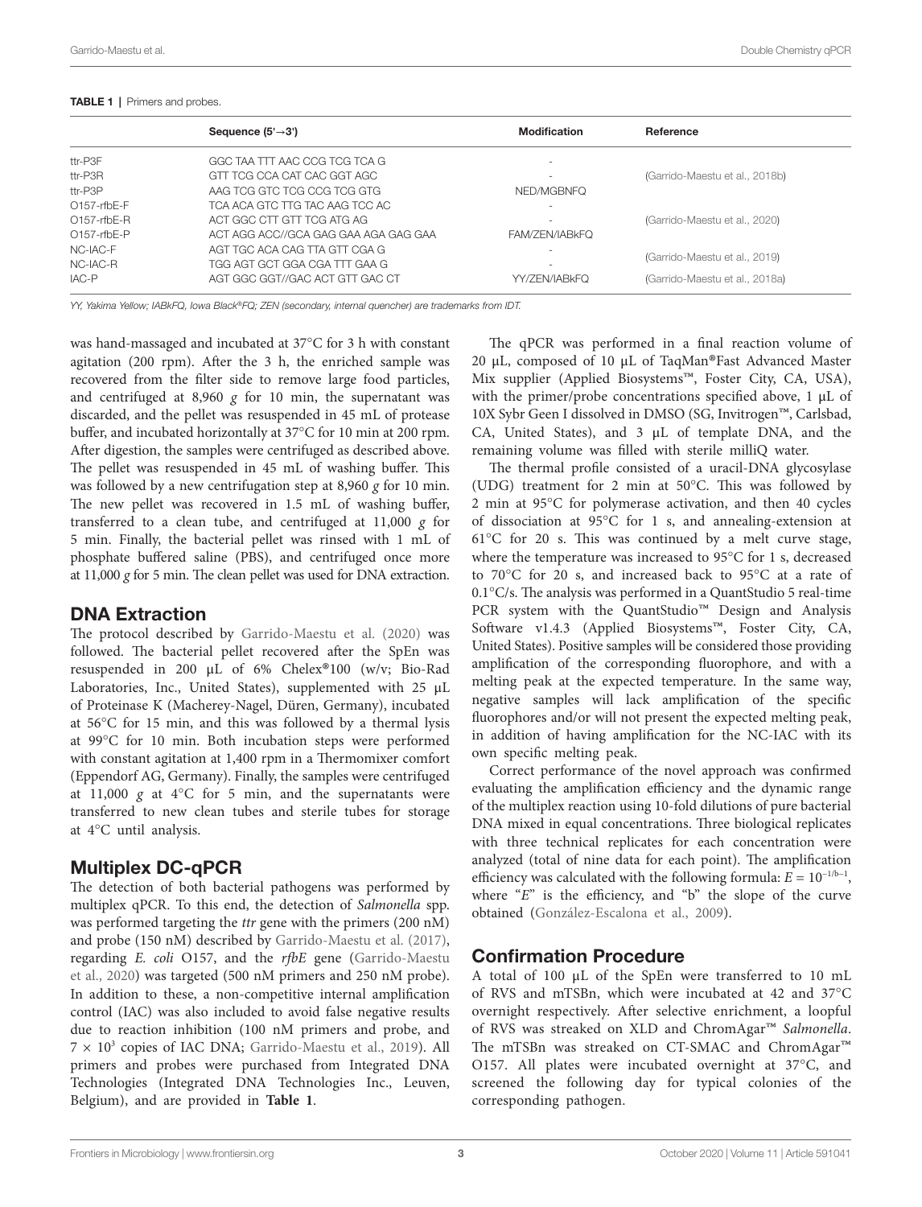**TABLE 1** | Primers and probes.

| | Sequence (5'→3') | Modification | Reference |
|---|---|---|---|
| ttr-P3F | GGC TAA TTT AAC CCG TCG TCA G | - | |
| ttr-P3R | GTT TCG CCA CAT CAC GGT AGC | - | (Garrido-Maestu et al., 2018b) |
| ttr-P3P | AAG TCG GTC TCG CCG TCG GTG | NED/MGBNFQ | |
| O157-rfbE-F | TCA ACA GTC TTG TAC AAG TCC AC | - | |
| O157-rfbE-R | ACT GGC CTT GTT TCG ATG AG | - | (Garrido-Maestu et al., 2020) |
| O157-rfbE-P | ACT AGG ACC//GCA GAG GAA AGA GAG GAA | FAM/ZEN/IABkFQ | |
| NC-IAC-F | AGT TGC ACA CAG TTA GTT CGA G | - | (Garrido-Maestu et al., 2019) |
| NC-IAC-R | TGG AGT GCT GGA CGA TTT GAA G | - | |
| IAC-P | AGT GGC GGT//GAC ACT GTT GAC CT | YY/ZEN/IABkFQ | (Garrido-Maestu et al., 2018a) |

*YY, Yakima Yellow; IABkFQ, Iowa Black®FQ; ZEN (secondary, internal quencher) are trademarks from IDT.*

was hand-massaged and incubated at 37°C for 3 h with constant agitation (200 rpm). After the 3 h, the enriched sample was recovered from the filter side to remove large food particles, and centrifuged at 8,960 *g* for 10 min, the supernatant was discarded, and the pellet was resuspended in 45 mL of protease buffer, and incubated horizontally at 37°C for 10 min at 200 rpm. After digestion, the samples were centrifuged as described above. The pellet was resuspended in 45 mL of washing buffer. This was followed by a new centrifugation step at 8,960 *g* for 10 min. The new pellet was recovered in 1.5 mL of washing buffer, transferred to a clean tube, and centrifuged at 11,000 *g* for 5 min. Finally, the bacterial pellet was rinsed with 1 mL of phosphate buffered saline (PBS), and centrifuged once more at 11,000 *g* for 5 min. The clean pellet was used for DNA extraction.

## DNA Extraction

The protocol described by Garrido-Maestu et al. (2020) was followed. The bacterial pellet recovered after the SpEn was resuspended in 200 μL of 6% Chelex®100 (w/v; Bio-Rad Laboratories, Inc., United States), supplemented with 25 μL of Proteinase K (Macherey-Nagel, Düren, Germany), incubated at 56°C for 15 min, and this was followed by a thermal lysis at 99°C for 10 min. Both incubation steps were performed with constant agitation at 1,400 rpm in a Thermomixer comfort (Eppendorf AG, Germany). Finally, the samples were centrifuged at 11,000 *g* at 4°C for 5 min, and the supernatants were transferred to new clean tubes and sterile tubes for storage at 4°C until analysis.

## Multiplex DC-qPCR

The detection of both bacterial pathogens was performed by multiplex qPCR. To this end, the detection of *Salmonella* spp. was performed targeting the *ttr* gene with the primers (200 nM) and probe (150 nM) described by Garrido-Maestu et al. (2017), regarding *E. coli* O157, and the *rfbE* gene (Garrido-Maestu et al., 2020) was targeted (500 nM primers and 250 nM probe). In addition to these, a non-competitive internal amplification control (IAC) was also included to avoid false negative results due to reaction inhibition (100 nM primers and probe, and $7 \times 10^3$ copies of IAC DNA; Garrido-Maestu et al., 2019). All primers and probes were purchased from Integrated DNA Technologies (Integrated DNA Technologies Inc., Leuven, Belgium), and are provided in **Table 1**.

The qPCR was performed in a final reaction volume of 20 μL, composed of 10 μL of TaqMan®Fast Advanced Master Mix supplier (Applied Biosystems™, Foster City, CA, USA), with the primer/probe concentrations specified above, 1 μL of 10X Sybr Geen I dissolved in DMSO (SG, Invitrogen™, Carlsbad, CA, United States), and 3 μL of template DNA, and the remaining volume was filled with sterile milliQ water.

The thermal profile consisted of a uracil-DNA glycosylase (UDG) treatment for 2 min at 50°C. This was followed by 2 min at 95°C for polymerase activation, and then 40 cycles of dissociation at 95°C for 1 s, and annealing-extension at 61°C for 20 s. This was continued by a melt curve stage, where the temperature was increased to 95°C for 1 s, decreased to 70°C for 20 s, and increased back to 95°C at a rate of 0.1°C/s. The analysis was performed in a QuantStudio 5 real-time PCR system with the QuantStudio™ Design and Analysis Software v1.4.3 (Applied Biosystems™, Foster City, CA, United States). Positive samples will be considered those providing amplification of the corresponding fluorophore, and with a melting peak at the expected temperature. In the same way, negative samples will lack amplification of the specific fluorophores and/or will not present the expected melting peak, in addition of having amplification for the NC-IAC with its own specific melting peak.

Correct performance of the novel approach was confirmed evaluating the amplification efficiency and the dynamic range of the multiplex reaction using 10-fold dilutions of pure bacterial DNA mixed in equal concentrations. Three biological replicates with three technical replicates for each concentration were analyzed (total of nine data for each point). The amplification efficiency was calculated with the following formula: $E = 10^{-1/b-1}$, where "*E*" is the efficiency, and "b" the slope of the curve obtained (González-Escalona et al., 2009).

## Confirmation Procedure

A total of 100 μL of the SpEn were transferred to 10 mL of RVS and mTSBn, which were incubated at 42 and 37°C overnight respectively. After selective enrichment, a loopful of RVS was streaked on XLD and ChromAgar™ *Salmonella*. The mTSBn was streaked on CT-SMAC and ChromAgar™ O157. All plates were incubated overnight at 37°C, and screened the following day for typical colonies of the corresponding pathogen.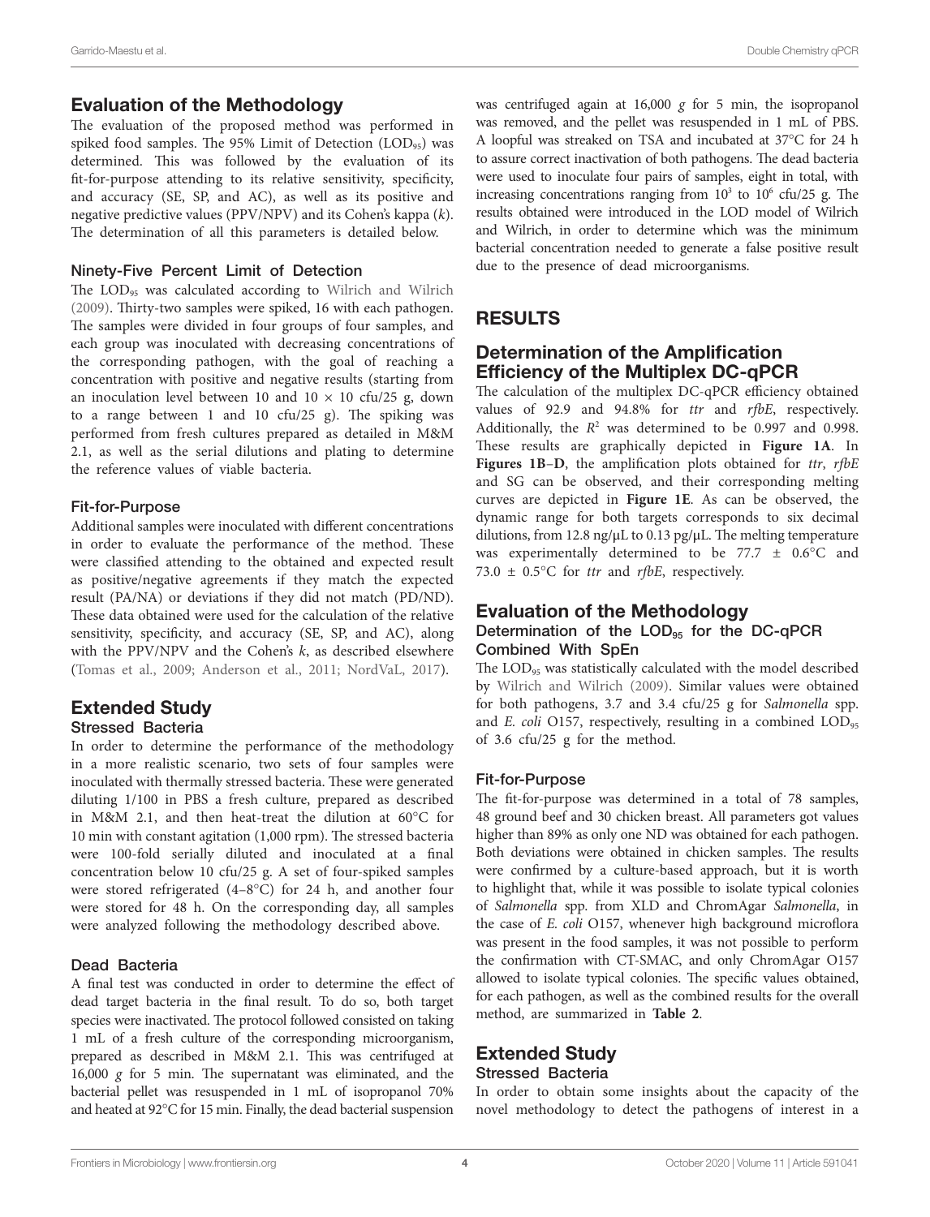## Evaluation of the Methodology

The evaluation of the proposed method was performed in spiked food samples. The 95% Limit of Detection ($LOD_{95}$) was determined. This was followed by the evaluation of its fit-for-purpose attending to its relative sensitivity, specificity, and accuracy (SE, SP, and AC), as well as its positive and negative predictive values (PPV/NPV) and its Cohen's kappa (*k*). The determination of all this parameters is detailed below.

### Ninety-Five Percent Limit of Detection

The $LOD_{95}$ was calculated according to Wilrich and Wilrich (2009). Thirty-two samples were spiked, 16 with each pathogen. The samples were divided in four groups of four samples, and each group was inoculated with decreasing concentrations of the corresponding pathogen, with the goal of reaching a concentration with positive and negative results (starting from an inoculation level between 10 and $10 \times 10$ cfu/25 g, down to a range between 1 and 10 cfu/25 g). The spiking was performed from fresh cultures prepared as detailed in M&M 2.1, as well as the serial dilutions and plating to determine the reference values of viable bacteria.

### Fit-for-Purpose

Additional samples were inoculated with different concentrations in order to evaluate the performance of the method. These were classified attending to the obtained and expected result as positive/negative agreements if they match the expected result (PA/NA) or deviations if they did not match (PD/ND). These data obtained were used for the calculation of the relative sensitivity, specificity, and accuracy (SE, SP, and AC), along with the PPV/NPV and the Cohen's *k*, as described elsewhere (Tomas et al., 2009; Anderson et al., 2011; NordVaL, 2017).

## Extended Study

### Stressed Bacteria

In order to determine the performance of the methodology in a more realistic scenario, two sets of four samples were inoculated with thermally stressed bacteria. These were generated diluting 1/100 in PBS a fresh culture, prepared as described in M&M 2.1, and then heat-treat the dilution at 60°C for 10 min with constant agitation (1,000 rpm). The stressed bacteria were 100-fold serially diluted and inoculated at a final concentration below 10 cfu/25 g. A set of four-spiked samples were stored refrigerated (4–8°C) for 24 h, and another four were stored for 48 h. On the corresponding day, all samples were analyzed following the methodology described above.

### Dead Bacteria

A final test was conducted in order to determine the effect of dead target bacteria in the final result. To do so, both target species were inactivated. The protocol followed consisted on taking 1 mL of a fresh culture of the corresponding microorganism, prepared as described in M&M 2.1. This was centrifuged at 16,000 *g* for 5 min. The supernatant was eliminated, and the bacterial pellet was resuspended in 1 mL of isopropanol 70% and heated at 92°C for 15 min. Finally, the dead bacterial suspension was centrifuged again at 16,000 *g* for 5 min, the isopropanol was removed, and the pellet was resuspended in 1 mL of PBS. A loopful was streaked on TSA and incubated at 37°C for 24 h to assure correct inactivation of both pathogens. The dead bacteria were used to inoculate four pairs of samples, eight in total, with increasing concentrations ranging from $10^3$ to $10^6$ cfu/25 g. The results obtained were introduced in the LOD model of Wilrich and Wilrich, in order to determine which was the minimum bacterial concentration needed to generate a false positive result due to the presence of dead microorganisms.

# RESULTS

## Determination of the Amplification Efficiency of the Multiplex DC-qPCR

The calculation of the multiplex DC-qPCR efficiency obtained values of 92.9 and 94.8% for *ttr* and *rfbE*, respectively. Additionally, the $R^2$ was determined to be 0.997 and 0.998. These results are graphically depicted in **Figure 1A**. In **Figures 1B–D**, the amplification plots obtained for *ttr*, *rfbE* and SG can be observed, and their corresponding melting curves are depicted in **Figure 1E**. As can be observed, the dynamic range for both targets corresponds to six decimal dilutions, from 12.8 ng/μL to 0.13 pg/μL. The melting temperature was experimentally determined to be 77.7 ± 0.6°C and 73.0 ± 0.5°C for *ttr* and *rfbE*, respectively.

## Evaluation of the Methodology

### Determination of the $LOD_{95}$ for the DC-qPCR Combined With SpEn

The $LOD_{95}$ was statistically calculated with the model described by Wilrich and Wilrich (2009). Similar values were obtained for both pathogens, 3.7 and 3.4 cfu/25 g for *Salmonella* spp. and *E. coli* O157, respectively, resulting in a combined $LOD_{95}$ of 3.6 cfu/25 g for the method.

### Fit-for-Purpose

The fit-for-purpose was determined in a total of 78 samples, 48 ground beef and 30 chicken breast. All parameters got values higher than 89% as only one ND was obtained for each pathogen. Both deviations were obtained in chicken samples. The results were confirmed by a culture-based approach, but it is worth to highlight that, while it was possible to isolate typical colonies of *Salmonella* spp. from XLD and ChromAgar *Salmonella*, in the case of *E. coli* O157, whenever high background microflora was present in the food samples, it was not possible to perform the confirmation with CT-SMAC, and only ChromAgar O157 allowed to isolate typical colonies. The specific values obtained, for each pathogen, as well as the combined results for the overall method, are summarized in **Table 2**.

## Extended Study

### Stressed Bacteria

In order to obtain some insights about the capacity of the novel methodology to detect the pathogens of interest in a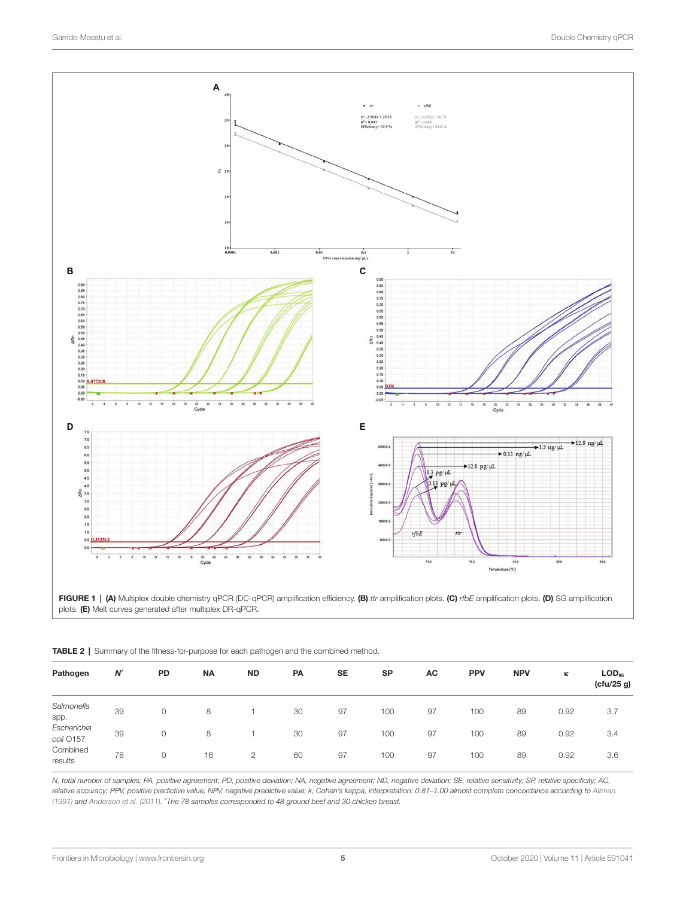**FIGURE 1 |** **(A)** Multiplex double chemistry qPCR (DC-qPCR) amplification efficiency. **(B)** *ttr* amplification plots. **(C)** *rfbE* amplification plots. **(D)** SG amplification plots. **(E)** Melt curves generated after multiplex DR-qPCR.

**TABLE 2 |** Summary of the fitness-for-purpose for each pathogen and the combined method.

| Pathogen | N* | PD | NA | ND | PA | SE | SP | AC | PPV | NPV | κ | $LOD_{95}$ (cfu/25 g) |
|---|---|---|---|---|---|---|---|---|---|---|---|---|
| *Salmonella* spp. | 39 | 0 | 8 | 1 | 30 | 97 | 100 | 97 | 100 | 89 | 0.92 | 3.7 |
| *Escherichia coli* O157 | 39 | 0 | 8 | 1 | 30 | 97 | 100 | 97 | 100 | 89 | 0.92 | 3.4 |
| Combined results | 78 | 0 | 16 | 2 | 60 | 97 | 100 | 97 | 100 | 89 | 0.92 | 3.6 |

*N, total number of samples; PA, positive agreement; PD, positive deviation; NA, negative agreement; ND, negative deviation; SE, relative sensitivity; SP, relative specificity; AC, relative accuracy; PPV, positive predictive value; NPV, negative predictive value; k, Cohen's kappa, interpretation: 0.81–1.00 almost complete concordance according to Altman (1991) and Anderson et al. (2011). *The 78 samples corresponded to 48 ground beef and 30 chicken breast.*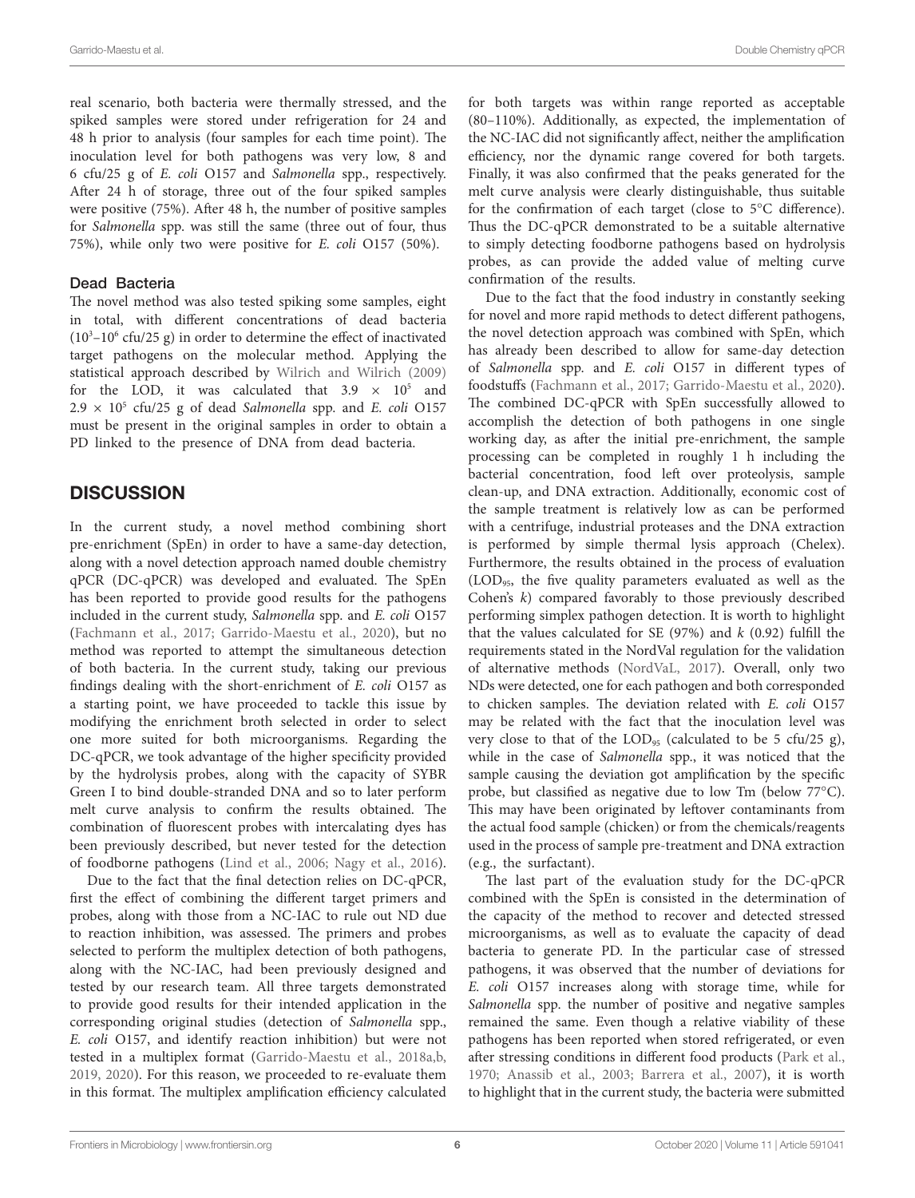real scenario, both bacteria were thermally stressed, and the spiked samples were stored under refrigeration for 24 and 48 h prior to analysis (four samples for each time point). The inoculation level for both pathogens was very low, 8 and 6 cfu/25 g of *E. coli* O157 and *Salmonella* spp., respectively. After 24 h of storage, three out of the four spiked samples were positive (75%). After 48 h, the number of positive samples for *Salmonella* spp. was still the same (three out of four, thus 75%), while only two were positive for *E. coli* O157 (50%).

### Dead Bacteria

The novel method was also tested spiking some samples, eight in total, with different concentrations of dead bacteria ($10^3$–$10^6$ cfu/25 g) in order to determine the effect of inactivated target pathogens on the molecular method. Applying the statistical approach described by Wilrich and Wilrich (2009) for the LOD, it was calculated that $3.9 \times 10^5$ and $2.9 \times 10^5$ cfu/25 g of dead *Salmonella* spp. and *E. coli* O157 must be present in the original samples in order to obtain a PD linked to the presence of DNA from dead bacteria.

## DISCUSSION

In the current study, a novel method combining short pre-enrichment (SpEn) in order to have a same-day detection, along with a novel detection approach named double chemistry qPCR (DC-qPCR) was developed and evaluated. The SpEn has been reported to provide good results for the pathogens included in the current study, *Salmonella* spp. and *E. coli* O157 (Fachmann et al., 2017; Garrido-Maestu et al., 2020), but no method was reported to attempt the simultaneous detection of both bacteria. In the current study, taking our previous findings dealing with the short-enrichment of *E. coli* O157 as a starting point, we have proceeded to tackle this issue by modifying the enrichment broth selected in order to select one more suited for both microorganisms. Regarding the DC-qPCR, we took advantage of the higher specificity provided by the hydrolysis probes, along with the capacity of SYBR Green I to bind double-stranded DNA and so to later perform melt curve analysis to confirm the results obtained. The combination of fluorescent probes with intercalating dyes has been previously described, but never tested for the detection of foodborne pathogens (Lind et al., 2006; Nagy et al., 2016).

Due to the fact that the final detection relies on DC-qPCR, first the effect of combining the different target primers and probes, along with those from a NC-IAC to rule out ND due to reaction inhibition, was assessed. The primers and probes selected to perform the multiplex detection of both pathogens, along with the NC-IAC, had been previously designed and tested by our research team. All three targets demonstrated to provide good results for their intended application in the corresponding original studies (detection of *Salmonella* spp., *E. coli* O157, and identify reaction inhibition) but were not tested in a multiplex format (Garrido-Maestu et al., 2018a,b, 2019, 2020). For this reason, we proceeded to re-evaluate them in this format. The multiplex amplification efficiency calculated for both targets was within range reported as acceptable (80–110%). Additionally, as expected, the implementation of the NC-IAC did not significantly affect, neither the amplification efficiency, nor the dynamic range covered for both targets. Finally, it was also confirmed that the peaks generated for the melt curve analysis were clearly distinguishable, thus suitable for the confirmation of each target (close to 5°C difference). Thus the DC-qPCR demonstrated to be a suitable alternative to simply detecting foodborne pathogens based on hydrolysis probes, as can provide the added value of melting curve confirmation of the results.

Due to the fact that the food industry in constantly seeking for novel and more rapid methods to detect different pathogens, the novel detection approach was combined with SpEn, which has already been described to allow for same-day detection of *Salmonella* spp. and *E. coli* O157 in different types of foodstuffs (Fachmann et al., 2017; Garrido-Maestu et al., 2020). The combined DC-qPCR with SpEn successfully allowed to accomplish the detection of both pathogens in one single working day, as after the initial pre-enrichment, the sample processing can be completed in roughly 1 h including the bacterial concentration, food left over proteolysis, sample clean-up, and DNA extraction. Additionally, economic cost of the sample treatment is relatively low as can be performed with a centrifuge, industrial proteases and the DNA extraction is performed by simple thermal lysis approach (Chelex). Furthermore, the results obtained in the process of evaluation ($LOD_{95}$, the five quality parameters evaluated as well as the Cohen's *k*) compared favorably to those previously described performing simplex pathogen detection. It is worth to highlight that the values calculated for SE (97%) and *k* (0.92) fulfill the requirements stated in the NordVal regulation for the validation of alternative methods (NordVaL, 2017). Overall, only two NDs were detected, one for each pathogen and both corresponded to chicken samples. The deviation related with *E. coli* O157 may be related with the fact that the inoculation level was very close to that of the $LOD_{95}$ (calculated to be 5 cfu/25 g), while in the case of *Salmonella* spp., it was noticed that the sample causing the deviation got amplification by the specific probe, but classified as negative due to low Tm (below 77°C). This may have been originated by leftover contaminants from the actual food sample (chicken) or from the chemicals/reagents used in the process of sample pre-treatment and DNA extraction (e.g., the surfactant).

The last part of the evaluation study for the DC-qPCR combined with the SpEn is consisted in the determination of the capacity of the method to recover and detected stressed microorganisms, as well as to evaluate the capacity of dead bacteria to generate PD. In the particular case of stressed pathogens, it was observed that the number of deviations for *E. coli* O157 increases along with storage time, while for *Salmonella* spp. the number of positive and negative samples remained the same. Even though a relative viability of these pathogens has been reported when stored refrigerated, or even after stressing conditions in different food products (Park et al., 1970; Anassib et al., 2003; Barrera et al., 2007), it is worth to highlight that in the current study, the bacteria were submitted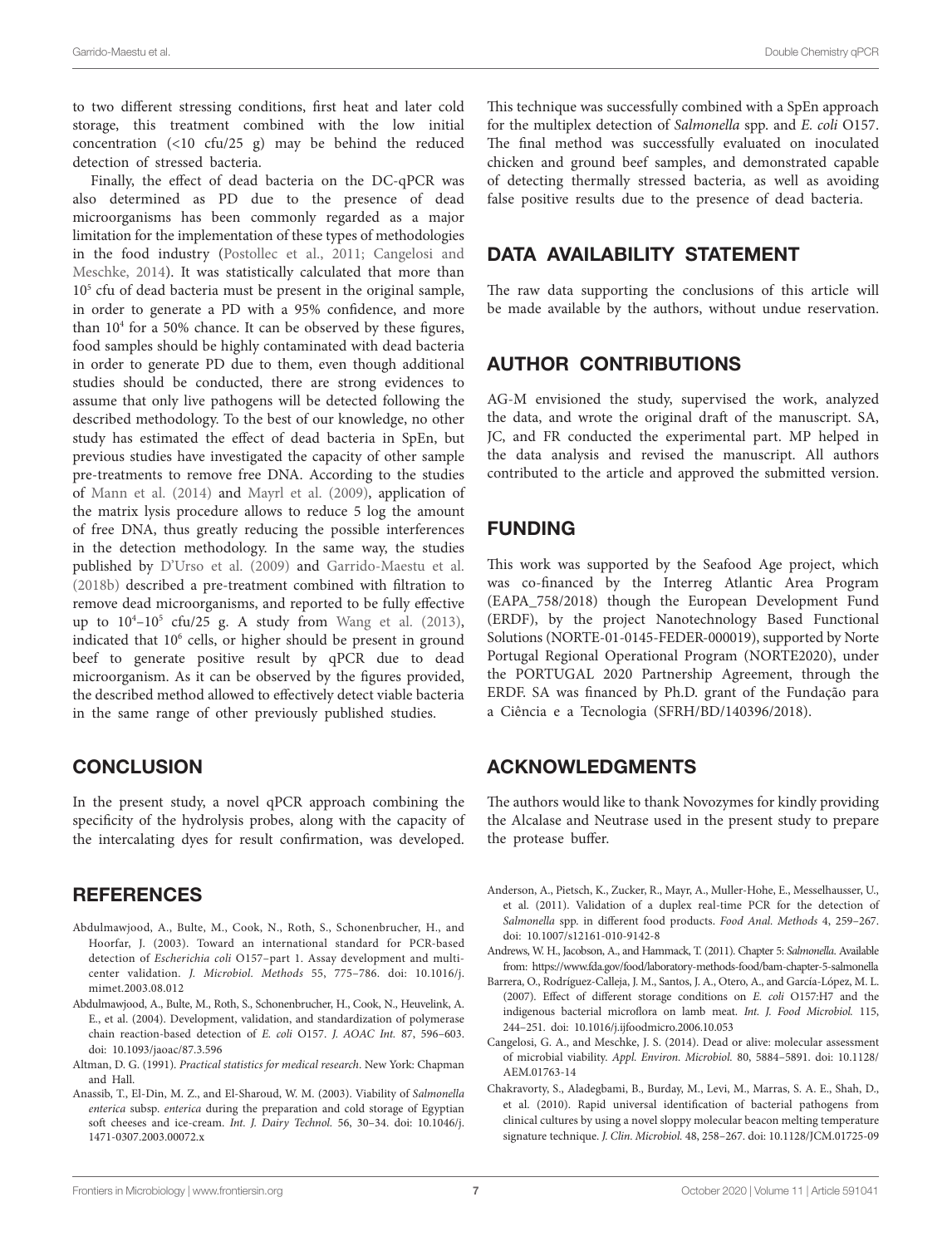to two different stressing conditions, first heat and later cold storage, this treatment combined with the low initial concentration (<10 cfu/25 g) may be behind the reduced detection of stressed bacteria.

Finally, the effect of dead bacteria on the DC-qPCR was also determined as PD due to the presence of dead microorganisms has been commonly regarded as a major limitation for the implementation of these types of methodologies in the food industry (Postollec et al., 2011; Cangelosi and Meschke, 2014). It was statistically calculated that more than $10^5$ cfu of dead bacteria must be present in the original sample, in order to generate a PD with a 95% confidence, and more than $10^4$ for a 50% chance. It can be observed by these figures, food samples should be highly contaminated with dead bacteria in order to generate PD due to them, even though additional studies should be conducted, there are strong evidences to assume that only live pathogens will be detected following the described methodology. To the best of our knowledge, no other study has estimated the effect of dead bacteria in SpEn, but previous studies have investigated the capacity of other sample pre-treatments to remove free DNA. According to the studies of Mann et al. (2014) and Mayrl et al. (2009), application of the matrix lysis procedure allows to reduce 5 log the amount of free DNA, thus greatly reducing the possible interferences in the detection methodology. In the same way, the studies published by D'Urso et al. (2009) and Garrido-Maestu et al. (2018b) described a pre-treatment combined with filtration to remove dead microorganisms, and reported to be fully effective up to $10^4$–$10^5$ cfu/25 g. A study from Wang et al. (2013), indicated that $10^6$ cells, or higher should be present in ground beef to generate positive result by qPCR due to dead microorganism. As it can be observed by the figures provided, the described method allowed to effectively detect viable bacteria in the same range of other previously published studies.

## CONCLUSION

In the present study, a novel qPCR approach combining the specificity of the hydrolysis probes, along with the capacity of the intercalating dyes for result confirmation, was developed. This technique was successfully combined with a SpEn approach for the multiplex detection of *Salmonella* spp. and *E. coli* O157. The final method was successfully evaluated on inoculated chicken and ground beef samples, and demonstrated capable of detecting thermally stressed bacteria, as well as avoiding false positive results due to the presence of dead bacteria.

## DATA AVAILABILITY STATEMENT

The raw data supporting the conclusions of this article will be made available by the authors, without undue reservation.

## AUTHOR CONTRIBUTIONS

AG-M envisioned the study, supervised the work, analyzed the data, and wrote the original draft of the manuscript. SA, JC, and FR conducted the experimental part. MP helped in the data analysis and revised the manuscript. All authors contributed to the article and approved the submitted version.

## FUNDING

This work was supported by the Seafood Age project, which was co-financed by the Interreg Atlantic Area Program (EAPA_758/2018) though the European Development Fund (ERDF), by the project Nanotechnology Based Functional Solutions (NORTE-01-0145-FEDER-000019), supported by Norte Portugal Regional Operational Program (NORTE2020), under the PORTUGAL 2020 Partnership Agreement, through the ERDF. SA was financed by Ph.D. grant of the Fundação para a Ciência e a Tecnologia (SFRH/BD/140396/2018).

## ACKNOWLEDGMENTS

The authors would like to thank Novozymes for kindly providing the Alcalase and Neutrase used in the present study to prepare the protease buffer.

## REFERENCES

Abdulmawjood, A., Bulte, M., Cook, N., Roth, S., Schonenbrucher, H., and Hoorfar, J. (2003). Toward an international standard for PCR-based detection of *Escherichia coli* O157–part 1. Assay development and multi-center validation. *J. Microbiol. Methods* 55, 775–786. doi: 10.1016/j.mimet.2003.08.012

Abdulmawjood, A., Bulte, M., Roth, S., Schonenbrucher, H., Cook, N., Heuvelink, A. E., et al. (2004). Development, validation, and standardization of polymerase chain reaction-based detection of *E. coli* O157. *J. AOAC Int.* 87, 596–603. doi: 10.1093/jaoac/87.3.596

Altman, D. G. (1991). *Practical statistics for medical research*. New York: Chapman and Hall.

Anassib, T., El-Din, M. Z., and El-Sharoud, W. M. (2003). Viability of *Salmonella enterica* subsp. *enterica* during the preparation and cold storage of Egyptian soft cheeses and ice-cream. *Int. J. Dairy Technol.* 56, 30–34. doi: 10.1046/j.1471-0307.2003.00072.x

Anderson, A., Pietsch, K., Zucker, R., Mayr, A., Muller-Hohe, E., Messelhausser, U., et al. (2011). Validation of a duplex real-time PCR for the detection of *Salmonella* spp. in different food products. *Food Anal. Methods* 4, 259–267. doi: 10.1007/s12161-010-9142-8

Andrews, W. H., Jacobson, A., and Hammack, T. (2011). Chapter 5: *Salmonella*. Available from: https://www.fda.gov/food/laboratory-methods-food/bam-chapter-5-salmonella

Barrera, O., Rodríguez-Calleja, J. M., Santos, J. A., Otero, A., and García-López, M. L. (2007). Effect of different storage conditions on *E. coli* O157:H7 and the indigenous bacterial microflora on lamb meat. *Int. J. Food Microbiol.* 115, 244–251. doi: 10.1016/j.ijfoodmicro.2006.10.053

Cangelosi, G. A., and Meschke, J. S. (2014). Dead or alive: molecular assessment of microbial viability. *Appl. Environ. Microbiol.* 80, 5884–5891. doi: 10.1128/AEM.01763-14

Chakravorty, S., Aladegbami, B., Burday, M., Levi, M., Marras, S. A. E., Shah, D., et al. (2010). Rapid universal identification of bacterial pathogens from clinical cultures by using a novel sloppy molecular beacon melting temperature signature technique. *J. Clin. Microbiol.* 48, 258–267. doi: 10.1128/JCM.01725-09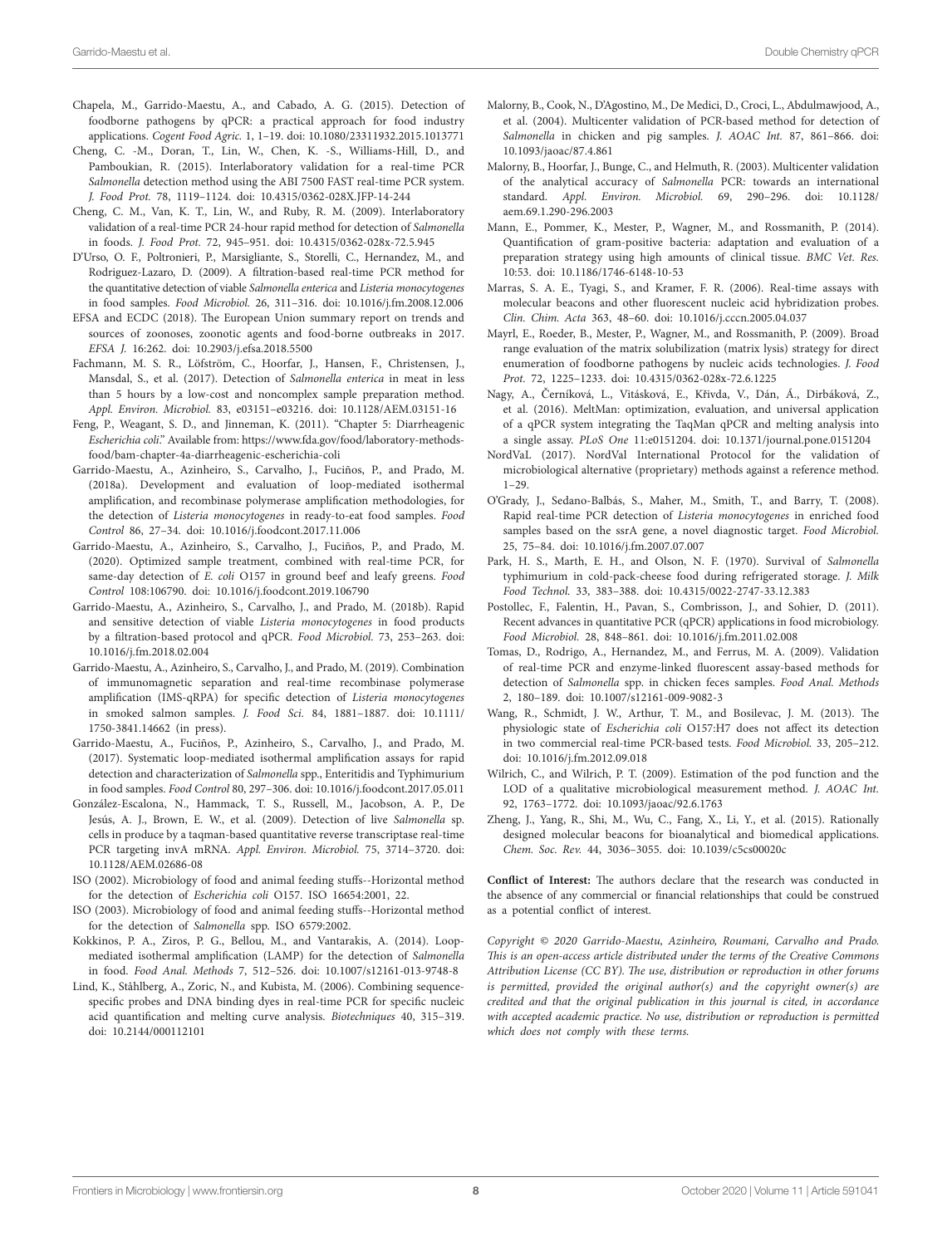Chapela, M., Garrido-Maestu, A., and Cabado, A. G. (2015). Detection of foodborne pathogens by qPCR: a practical approach for food industry applications. *Cogent Food Agric.* 1, 1–19. doi: 10.1080/23311932.2015.1013771

Cheng, C. -M., Doran, T., Lin, W., Chen, K. -S., Williams-Hill, D., and Pamboukian, R. (2015). Interlaboratory validation for a real-time PCR *Salmonella* detection method using the ABI 7500 FAST real-time PCR system. *J. Food Prot.* 78, 1119–1124. doi: 10.4315/0362-028X.JFP-14-244

Cheng, C. M., Van, K. T., Lin, W., and Ruby, R. M. (2009). Interlaboratory validation of a real-time PCR 24-hour rapid method for detection of *Salmonella* in foods. *J. Food Prot.* 72, 945–951. doi: 10.4315/0362-028x-72.5.945

D'Urso, O. F., Poltronieri, P., Marsigliante, S., Storelli, C., Hernandez, M., and Rodriguez-Lazaro, D. (2009). A filtration-based real-time PCR method for the quantitative detection of viable *Salmonella enterica* and *Listeria monocytogenes* in food samples. *Food Microbiol.* 26, 311–316. doi: 10.1016/j.fm.2008.12.006

EFSA and ECDC (2018). The European Union summary report on trends and sources of zoonoses, zoonotic agents and food-borne outbreaks in 2017. *EFSA J.* 16:262. doi: 10.2903/j.efsa.2018.5500

Fachmann, M. S. R., Löfström, C., Hoorfar, J., Hansen, F., Christensen, J., Mansdal, S., et al. (2017). Detection of *Salmonella enterica* in meat in less than 5 hours by a low-cost and noncomplex sample preparation method. *Appl. Environ. Microbiol.* 83, e03151–e03216. doi: 10.1128/AEM.03151-16

Feng, P., Weagant, S. D., and Jinneman, K. (2011). "Chapter 5: Diarrheagenic *Escherichia coli*." Available from: https://www.fda.gov/food/laboratory-methods-food/bam-chapter-4a-diarrheagenic-escherichia-coli

Garrido-Maestu, A., Azinheiro, S., Carvalho, J., Fuciños, P., and Prado, M. (2018a). Development and evaluation of loop-mediated isothermal amplification, and recombinase polymerase amplification methodologies, for the detection of *Listeria monocytogenes* in ready-to-eat food samples. *Food Control* 86, 27–34. doi: 10.1016/j.foodcont.2017.11.006

Garrido-Maestu, A., Azinheiro, S., Carvalho, J., Fuciños, P., and Prado, M. (2020). Optimized sample treatment, combined with real-time PCR, for same-day detection of *E. coli* O157 in ground beef and leafy greens. *Food Control* 108:106790. doi: 10.1016/j.foodcont.2019.106790

Garrido-Maestu, A., Azinheiro, S., Carvalho, J., and Prado, M. (2018b). Rapid and sensitive detection of viable *Listeria monocytogenes* in food products by a filtration-based protocol and qPCR. *Food Microbiol.* 73, 253–263. doi: 10.1016/j.fm.2018.02.004

Garrido-Maestu, A., Azinheiro, S., Carvalho, J., and Prado, M. (2019). Combination of immunomagnetic separation and real-time recombinase polymerase amplification (IMS-qRPA) for specific detection of *Listeria monocytogenes* in smoked salmon samples. *J. Food Sci.* 84, 1881–1887. doi: 10.1111/1750-3841.14662 (in press).

Garrido-Maestu, A., Fuciños, P., Azinheiro, S., Carvalho, J., and Prado, M. (2017). Systematic loop-mediated isothermal amplification assays for rapid detection and characterization of *Salmonella* spp., Enteritidis and Typhimurium in food samples. *Food Control* 80, 297–306. doi: 10.1016/j.foodcont.2017.05.011

González-Escalona, N., Hammack, T. S., Russell, M., Jacobson, A. P., De Jesús, A. J., Brown, E. W., et al. (2009). Detection of live *Salmonella* sp. cells in produce by a taqman-based quantitative reverse transcriptase real-time PCR targeting invA mRNA. *Appl. Environ. Microbiol.* 75, 3714–3720. doi: 10.1128/AEM.02686-08

ISO (2002). Microbiology of food and animal feeding stuffs--Horizontal method for the detection of *Escherichia coli* O157. ISO 16654:2001, 22.

ISO (2003). Microbiology of food and animal feeding stuffs--Horizontal method for the detection of *Salmonella* spp. ISO 6579:2002.

Kokkinos, P. A., Ziros, P. G., Bellou, M., and Vantarakis, A. (2014). Loop-mediated isothermal amplification (LAMP) for the detection of *Salmonella* in food. *Food Anal. Methods* 7, 512–526. doi: 10.1007/s12161-013-9748-8

Lind, K., Ståhlberg, A., Zoric, N., and Kubista, M. (2006). Combining sequence-specific probes and DNA binding dyes in real-time PCR for specific nucleic acid quantification and melting curve analysis. *Biotechniques* 40, 315–319. doi: 10.2144/000112101

Malorny, B., Cook, N., D'Agostino, M., De Medici, D., Croci, L., Abdulmawjood, A., et al. (2004). Multicenter validation of PCR-based method for detection of *Salmonella* in chicken and pig samples. *J. AOAC Int.* 87, 861–866. doi: 10.1093/jaoac/87.4.861

Malorny, B., Hoorfar, J., Bunge, C., and Helmuth, R. (2003). Multicenter validation of the analytical accuracy of *Salmonella* PCR: towards an international standard. *Appl. Environ. Microbiol.* 69, 290–296. doi: 10.1128/aem.69.1.290-296.2003

Mann, E., Pommer, K., Mester, P., Wagner, M., and Rossmanith, P. (2014). Quantification of gram-positive bacteria: adaptation and evaluation of a preparation strategy using high amounts of clinical tissue. *BMC Vet. Res.* 10:53. doi: 10.1186/1746-6148-10-53

Marras, S. A. E., Tyagi, S., and Kramer, F. R. (2006). Real-time assays with molecular beacons and other fluorescent nucleic acid hybridization probes. *Clin. Chim. Acta* 363, 48–60. doi: 10.1016/j.cccn.2005.04.037

Mayrl, E., Roeder, B., Mester, P., Wagner, M., and Rossmanith, P. (2009). Broad range evaluation of the matrix solubilization (matrix lysis) strategy for direct enumeration of foodborne pathogens by nucleic acids technologies. *J. Food Prot.* 72, 1225–1233. doi: 10.4315/0362-028x-72.6.1225

Nagy, A., Černíková, L., Vitásková, E., Křivda, V., Dán, Á., Dirbáková, Z., et al. (2016). MeltMan: optimization, evaluation, and universal application of a qPCR system integrating the TaqMan qPCR and melting analysis into a single assay. *PLoS One* 11:e0151204. doi: 10.1371/journal.pone.0151204

NordVaL (2017). NordVal International Protocol for the validation of microbiological alternative (proprietary) methods against a reference method. 1–29.

O'Grady, J., Sedano-Balbás, S., Maher, M., Smith, T., and Barry, T. (2008). Rapid real-time PCR detection of *Listeria monocytogenes* in enriched food samples based on the ssrA gene, a novel diagnostic target. *Food Microbiol.* 25, 75–84. doi: 10.1016/j.fm.2007.07.007

Park, H. S., Marth, E. H., and Olson, N. F. (1970). Survival of *Salmonella* typhimurium in cold-pack-cheese food during refrigerated storage. *J. Milk Food Technol.* 33, 383–388. doi: 10.4315/0022-2747-33.12.383

Postollec, F., Falentin, H., Pavan, S., Combrisson, J., and Sohier, D. (2011). Recent advances in quantitative PCR (qPCR) applications in food microbiology. *Food Microbiol.* 28, 848–861. doi: 10.1016/j.fm.2011.02.008

Tomas, D., Rodrigo, A., Hernandez, M., and Ferrus, M. A. (2009). Validation of real-time PCR and enzyme-linked fluorescent assay-based methods for detection of *Salmonella* spp. in chicken feces samples. *Food Anal. Methods* 2, 180–189. doi: 10.1007/s12161-009-9082-3

Wang, R., Schmidt, J. W., Arthur, T. M., and Bosilevac, J. M. (2013). The physiologic state of *Escherichia coli* O157:H7 does not affect its detection in two commercial real-time PCR-based tests. *Food Microbiol.* 33, 205–212. doi: 10.1016/j.fm.2012.09.018

Wilrich, C., and Wilrich, P. T. (2009). Estimation of the pod function and the LOD of a qualitative microbiological measurement method. *J. AOAC Int.* 92, 1763–1772. doi: 10.1093/jaoac/92.6.1763

Zheng, J., Yang, R., Shi, M., Wu, C., Fang, X., Li, Y., et al. (2015). Rationally designed molecular beacons for bioanalytical and biomedical applications. *Chem. Soc. Rev.* 44, 3036–3055. doi: 10.1039/c5cs00020c

**Conflict of Interest:** The authors declare that the research was conducted in the absence of any commercial or financial relationships that could be construed as a potential conflict of interest.

*Copyright © 2020 Garrido-Maestu, Azinheiro, Roumani, Carvalho and Prado. This is an open-access article distributed under the terms of the Creative Commons Attribution License (CC BY). The use, distribution or reproduction in other forums is permitted, provided the original author(s) and the copyright owner(s) are credited and that the original publication in this journal is cited, in accordance with accepted academic practice. No use, distribution or reproduction is permitted which does not comply with these terms.*